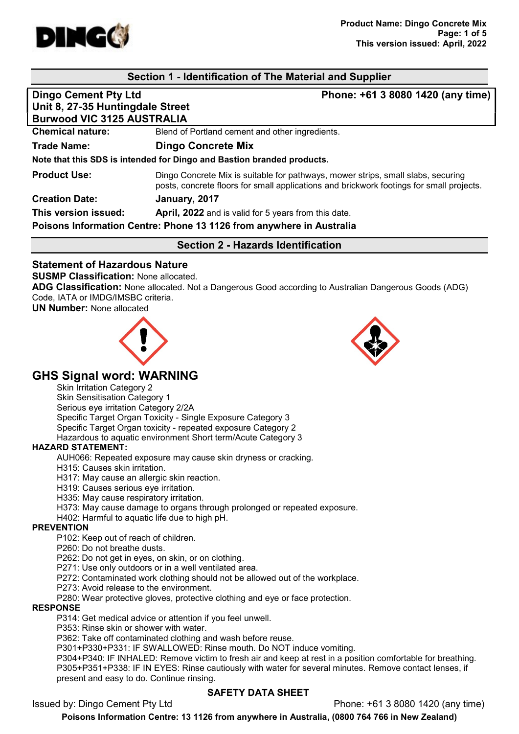## Section 1 - Identification of The Material and Supplier

**Dingo Cement Pty Ltd**
**Unit 8, 27-35 Huntingdale Street**
**Burwood VIC 3125 AUSTRALIA**
**Phone: +61 3 8080 1420 (any time)**

**Chemical nature:** Blend of Portland cement and other ingredients.

**Trade Name:** **Dingo Concrete Mix**

**Note that this SDS is intended for Dingo and Bastion branded products.**

**Product Use:** Dingo Concrete Mix is suitable for pathways, mower strips, small slabs, securing posts, concrete floors for small applications and brickwork footings for small projects.

**Creation Date:** **January, 2017**

**This version issued:** **April, 2022** and is valid for 5 years from this date.

**Poisons Information Centre: Phone 13 1126 from anywhere in Australia**

## Section 2 - Hazards Identification

### Statement of Hazardous Nature

**SUSMP Classification:** None allocated.

**ADG Classification:** None allocated. Not a Dangerous Good according to Australian Dangerous Goods (ADG) Code, IATA or IMDG/IMSBC criteria.

**UN Number:** None allocated

### GHS Signal word: WARNING

- Skin Irritation Category 2
- Skin Sensitisation Category 1
- Serious eye irritation Category 2/2A
- Specific Target Organ Toxicity - Single Exposure Category 3
- Specific Target Organ toxicity - repeated exposure Category 2
- Hazardous to aquatic environment Short term/Acute Category 3

**HAZARD STATEMENT:**

- AUH066: Repeated exposure may cause skin dryness or cracking.
- H315: Causes skin irritation.
- H317: May cause an allergic skin reaction.
- H319: Causes serious eye irritation.
- H335: May cause respiratory irritation.
- H373: May cause damage to organs through prolonged or repeated exposure.
- H402: Harmful to aquatic life due to high pH.

**PREVENTION**

- P102: Keep out of reach of children.
- P260: Do not breathe dusts.
- P262: Do not get in eyes, on skin, or on clothing.
- P271: Use only outdoors or in a well ventilated area.
- P272: Contaminated work clothing should not be allowed out of the workplace.
- P273: Avoid release to the environment.
- P280: Wear protective gloves, protective clothing and eye or face protection.

**RESPONSE**

- P314: Get medical advice or attention if you feel unwell.
- P353: Rinse skin or shower with water.
- P362: Take off contaminated clothing and wash before reuse.
- P301+P330+P331: IF SWALLOWED: Rinse mouth. Do NOT induce vomiting.
- P304+P340: IF INHALED: Remove victim to fresh air and keep at rest in a position comfortable for breathing.
- P305+P351+P338: IF IN EYES: Rinse cautiously with water for several minutes. Remove contact lenses, if present and easy to do. Continue rinsing.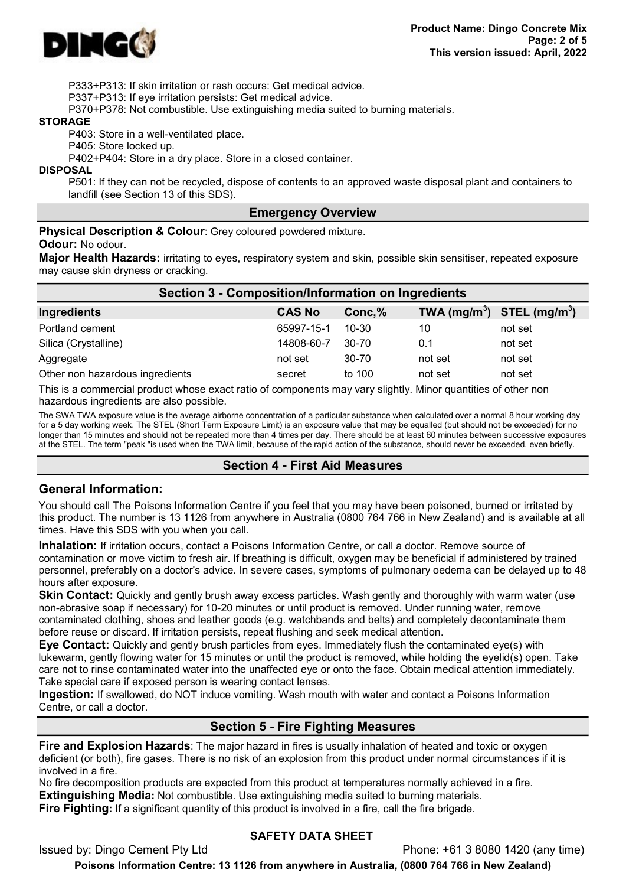P333+P313: If skin irritation or rash occurs: Get medical advice.

P337+P313: If eye irritation persists: Get medical advice.

P370+P378: Not combustible. Use extinguishing media suited to burning materials.

**STORAGE**

P403: Store in a well-ventilated place.

P405: Store locked up.

P402+P404: Store in a dry place. Store in a closed container.

**DISPOSAL**

P501: If they can not be recycled, dispose of contents to an approved waste disposal plant and containers to landfill (see Section 13 of this SDS).

## Emergency Overview

**Physical Description & Colour**: Grey coloured powdered mixture.

**Odour:** No odour.

**Major Health Hazards:** irritating to eyes, respiratory system and skin, possible skin sensitiser, repeated exposure may cause skin dryness or cracking.

## Section 3 - Composition/Information on Ingredients

| Ingredients | CAS No | Conc,% | TWA ($mg/m^3$) | STEL ($mg/m^3$) |
|---|---|---|---|---|
| Portland cement | 65997-15-1 | 10-30 | 10 | not set |
| Silica (Crystalline) | 14808-60-7 | 30-70 | 0.1 | not set |
| Aggregate | not set | 30-70 | not set | not set |
| Other non hazardous ingredients | secret | to 100 | not set | not set |

This is a commercial product whose exact ratio of components may vary slightly. Minor quantities of other non hazardous ingredients are also possible.

The SWA TWA exposure value is the average airborne concentration of a particular substance when calculated over a normal 8 hour working day for a 5 day working week. The STEL (Short Term Exposure Limit) is an exposure value that may be equalled (but should not be exceeded) for no longer than 15 minutes and should not be repeated more than 4 times per day. There should be at least 60 minutes between successive exposures at the STEL. The term "peak "is used when the TWA limit, because of the rapid action of the substance, should never be exceeded, even briefly.

## Section 4 - First Aid Measures

### General Information:

You should call The Poisons Information Centre if you feel that you may have been poisoned, burned or irritated by this product. The number is 13 1126 from anywhere in Australia (0800 764 766 in New Zealand) and is available at all times. Have this SDS with you when you call.

**Inhalation:** If irritation occurs, contact a Poisons Information Centre, or call a doctor. Remove source of contamination or move victim to fresh air. If breathing is difficult, oxygen may be beneficial if administered by trained personnel, preferably on a doctor's advice. In severe cases, symptoms of pulmonary oedema can be delayed up to 48 hours after exposure.

**Skin Contact:** Quickly and gently brush away excess particles. Wash gently and thoroughly with warm water (use non-abrasive soap if necessary) for 10-20 minutes or until product is removed. Under running water, remove contaminated clothing, shoes and leather goods (e.g. watchbands and belts) and completely decontaminate them before reuse or discard. If irritation persists, repeat flushing and seek medical attention.

**Eye Contact:** Quickly and gently brush particles from eyes. Immediately flush the contaminated eye(s) with lukewarm, gently flowing water for 15 minutes or until the product is removed, while holding the eyelid(s) open. Take care not to rinse contaminated water into the unaffected eye or onto the face. Obtain medical attention immediately. Take special care if exposed person is wearing contact lenses.

**Ingestion:** If swallowed, do NOT induce vomiting. Wash mouth with water and contact a Poisons Information Centre, or call a doctor.

## Section 5 - Fire Fighting Measures

**Fire and Explosion Hazards**: The major hazard in fires is usually inhalation of heated and toxic or oxygen deficient (or both), fire gases. There is no risk of an explosion from this product under normal circumstances if it is involved in a fire.

No fire decomposition products are expected from this product at temperatures normally achieved in a fire.

**Extinguishing Media:** Not combustible. Use extinguishing media suited to burning materials.

**Fire Fighting:** If a significant quantity of this product is involved in a fire, call the fire brigade.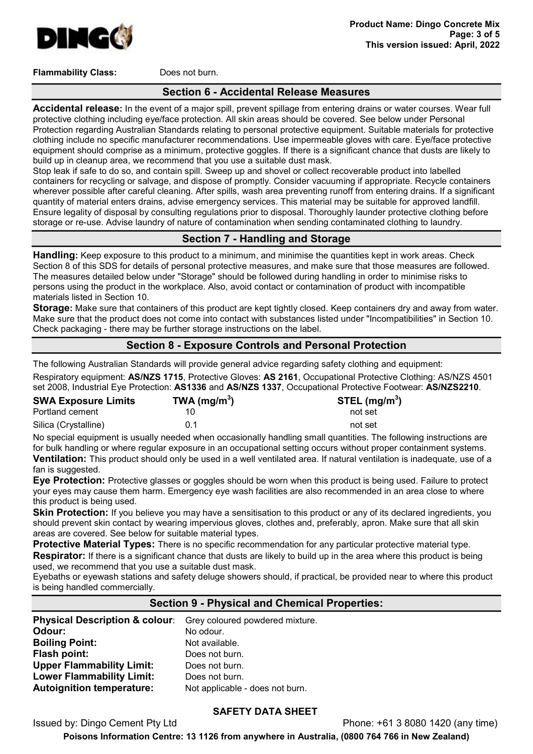**Flammability Class:** Does not burn.

## Section 6 - Accidental Release Measures

**Accidental release:** In the event of a major spill, prevent spillage from entering drains or water courses. Wear full protective clothing including eye/face protection. All skin areas should be covered. See below under Personal Protection regarding Australian Standards relating to personal protective equipment. Suitable materials for protective clothing include no specific manufacturer recommendations. Use impermeable gloves with care. Eye/face protective equipment should comprise as a minimum, protective goggles. If there is a significant chance that dusts are likely to build up in cleanup area, we recommend that you use a suitable dust mask.
Stop leak if safe to do so, and contain spill. Sweep up and shovel or collect recoverable product into labelled containers for recycling or salvage, and dispose of promptly. Consider vacuuming if appropriate. Recycle containers wherever possible after careful cleaning. After spills, wash area preventing runoff from entering drains. If a significant quantity of material enters drains, advise emergency services. This material may be suitable for approved landfill. Ensure legality of disposal by consulting regulations prior to disposal. Thoroughly launder protective clothing before storage or re-use. Advise laundry of nature of contamination when sending contaminated clothing to laundry.

## Section 7 - Handling and Storage

**Handling:** Keep exposure to this product to a minimum, and minimise the quantities kept in work areas. Check Section 8 of this SDS for details of personal protective measures, and make sure that those measures are followed. The measures detailed below under "Storage" should be followed during handling in order to minimise risks to persons using the product in the workplace. Also, avoid contact or contamination of product with incompatible materials listed in Section 10.
**Storage:** Make sure that containers of this product are kept tightly closed. Keep containers dry and away from water. Make sure that the product does not come into contact with substances listed under "Incompatibilities" in Section 10. Check packaging - there may be further storage instructions on the label.

## Section 8 - Exposure Controls and Personal Protection

The following Australian Standards will provide general advice regarding safety clothing and equipment:
Respiratory equipment: **AS/NZS 1715**, Protective Gloves: **AS 2161**, Occupational Protective Clothing: AS/NZS 4501 set 2008, Industrial Eye Protection: **AS1336** and **AS/NZS 1337**, Occupational Protective Footwear: **AS/NZS2210**.

| SWA Exposure Limits | TWA (mg/m$^3$) | STEL (mg/m$^3$) |
|---|---|---|
| Portland cement | 10 | not set |
| Silica (Crystalline) | 0.1 | not set |

No special equipment is usually needed when occasionally handling small quantities. The following instructions are for bulk handling or where regular exposure in an occupational setting occurs without proper containment systems.
**Ventilation:** This product should only be used in a well ventilated area. If natural ventilation is inadequate, use of a fan is suggested.
**Eye Protection:** Protective glasses or goggles should be worn when this product is being used. Failure to protect your eyes may cause them harm. Emergency eye wash facilities are also recommended in an area close to where this product is being used.
**Skin Protection:** If you believe you may have a sensitisation to this product or any of its declared ingredients, you should prevent skin contact by wearing impervious gloves, clothes and, preferably, apron. Make sure that all skin areas are covered. See below for suitable material types.
**Protective Material Types:** There is no specific recommendation for any particular protective material type.
**Respirator:** If there is a significant chance that dusts are likely to build up in the area where this product is being used, we recommend that you use a suitable dust mask.
Eyebaths or eyewash stations and safety deluge showers should, if practical, be provided near to where this product is being handled commercially.

## Section 9 - Physical and Chemical Properties:

**Physical Description & colour**: Grey coloured powdered mixture.
**Odour:** No odour.
**Boiling Point:** Not available.
**Flash point:** Does not burn.
**Upper Flammability Limit:** Does not burn.
**Lower Flammability Limit:** Does not burn.
**Autoignition temperature:** Not applicable - does not burn.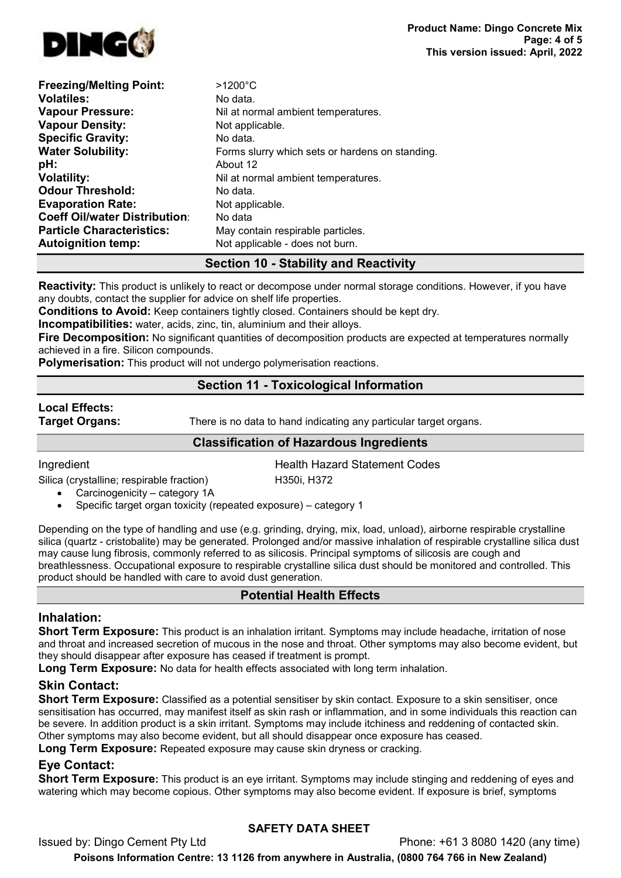| | |
|---|---|
| **Freezing/Melting Point:** | >1200°C |
| **Volatiles:** | No data. |
| **Vapour Pressure:** | Nil at normal ambient temperatures. |
| **Vapour Density:** | Not applicable. |
| **Specific Gravity:** | No data. |
| **Water Solubility:** | Forms slurry which sets or hardens on standing. |
| **pH:** | About 12 |
| **Volatility:** | Nil at normal ambient temperatures. |
| **Odour Threshold:** | No data. |
| **Evaporation Rate:** | Not applicable. |
| **Coeff Oil/water Distribution:** | No data |
| **Particle Characteristics:** | May contain respirable particles. |
| **Autoignition temp:** | Not applicable - does not burn. |

## Section 10 - Stability and Reactivity

**Reactivity:** This product is unlikely to react or decompose under normal storage conditions. However, if you have any doubts, contact the supplier for advice on shelf life properties.

**Conditions to Avoid:** Keep containers tightly closed. Containers should be kept dry.

**Incompatibilities:** water, acids, zinc, tin, aluminium and their alloys.

**Fire Decomposition:** No significant quantities of decomposition products are expected at temperatures normally achieved in a fire. Silicon compounds.

**Polymerisation:** This product will not undergo polymerisation reactions.

## Section 11 - Toxicological Information

**Local Effects:**

**Target Organs:** There is no data to hand indicating any particular target organs.

### Classification of Hazardous Ingredients

| Ingredient | Health Hazard Statement Codes |
|---|---|
| Silica (crystalline; respirable fraction) | H350i, H372 |

- Carcinogenicity – category 1A
- Specific target organ toxicity (repeated exposure) – category 1

Depending on the type of handling and use (e.g. grinding, drying, mix, load, unload), airborne respirable crystalline silica (quartz - cristobalite) may be generated. Prolonged and/or massive inhalation of respirable crystalline silica dust may cause lung fibrosis, commonly referred to as silicosis. Principal symptoms of silicosis are cough and breathlessness. Occupational exposure to respirable crystalline silica dust should be monitored and controlled. This product should be handled with care to avoid dust generation.

### Potential Health Effects

#### Inhalation:

**Short Term Exposure:** This product is an inhalation irritant. Symptoms may include headache, irritation of nose and throat and increased secretion of mucous in the nose and throat. Other symptoms may also become evident, but they should disappear after exposure has ceased if treatment is prompt.

**Long Term Exposure:** No data for health effects associated with long term inhalation.

#### Skin Contact:

**Short Term Exposure:** Classified as a potential sensitiser by skin contact. Exposure to a skin sensitiser, once sensitisation has occurred, may manifest itself as skin rash or inflammation, and in some individuals this reaction can be severe. In addition product is a skin irritant. Symptoms may include itchiness and reddening of contacted skin. Other symptoms may also become evident, but all should disappear once exposure has ceased.

**Long Term Exposure:** Repeated exposure may cause skin dryness or cracking.

#### Eye Contact:

**Short Term Exposure:** This product is an eye irritant. Symptoms may include stinging and reddening of eyes and watering which may become copious. Other symptoms may also become evident. If exposure is brief, symptoms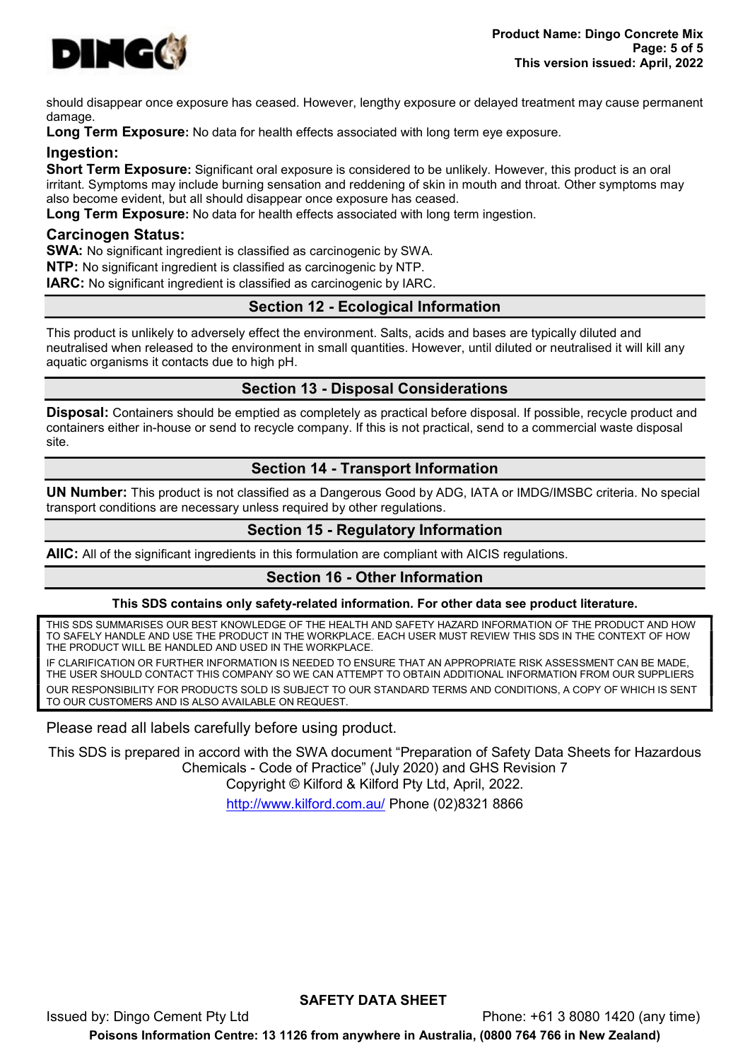should disappear once exposure has ceased. However, lengthy exposure or delayed treatment may cause permanent damage.

**Long Term Exposure:** No data for health effects associated with long term eye exposure.

### Ingestion:

**Short Term Exposure:** Significant oral exposure is considered to be unlikely. However, this product is an oral irritant. Symptoms may include burning sensation and reddening of skin in mouth and throat. Other symptoms may also become evident, but all should disappear once exposure has ceased.

**Long Term Exposure:** No data for health effects associated with long term ingestion.

### Carcinogen Status:

**SWA:** No significant ingredient is classified as carcinogenic by SWA.

**NTP:** No significant ingredient is classified as carcinogenic by NTP.

**IARC:** No significant ingredient is classified as carcinogenic by IARC.

## Section 12 - Ecological Information

This product is unlikely to adversely effect the environment. Salts, acids and bases are typically diluted and neutralised when released to the environment in small quantities. However, until diluted or neutralised it will kill any aquatic organisms it contacts due to high pH.

## Section 13 - Disposal Considerations

**Disposal:** Containers should be emptied as completely as practical before disposal. If possible, recycle product and containers either in-house or send to recycle company. If this is not practical, send to a commercial waste disposal site.

## Section 14 - Transport Information

**UN Number:** This product is not classified as a Dangerous Good by ADG, IATA or IMDG/IMSBC criteria. No special transport conditions are necessary unless required by other regulations.

## Section 15 - Regulatory Information

**AIIC:** All of the significant ingredients in this formulation are compliant with AICIS regulations.

## Section 16 - Other Information

**This SDS contains only safety-related information. For other data see product literature.**

THIS SDS SUMMARISES OUR BEST KNOWLEDGE OF THE HEALTH AND SAFETY HAZARD INFORMATION OF THE PRODUCT AND HOW TO SAFELY HANDLE AND USE THE PRODUCT IN THE WORKPLACE. EACH USER MUST REVIEW THIS SDS IN THE CONTEXT OF HOW THE PRODUCT WILL BE HANDLED AND USED IN THE WORKPLACE.

IF CLARIFICATION OR FURTHER INFORMATION IS NEEDED TO ENSURE THAT AN APPROPRIATE RISK ASSESSMENT CAN BE MADE, THE USER SHOULD CONTACT THIS COMPANY SO WE CAN ATTEMPT TO OBTAIN ADDITIONAL INFORMATION FROM OUR SUPPLIERS

OUR RESPONSIBILITY FOR PRODUCTS SOLD IS SUBJECT TO OUR STANDARD TERMS AND CONDITIONS, A COPY OF WHICH IS SENT TO OUR CUSTOMERS AND IS ALSO AVAILABLE ON REQUEST.

Please read all labels carefully before using product.

This SDS is prepared in accord with the SWA document "Preparation of Safety Data Sheets for Hazardous Chemicals - Code of Practice" (July 2020) and GHS Revision 7

Copyright © Kilford & Kilford Pty Ltd, April, 2022.

http://www.kilford.com.au/ Phone (02)8321 8866